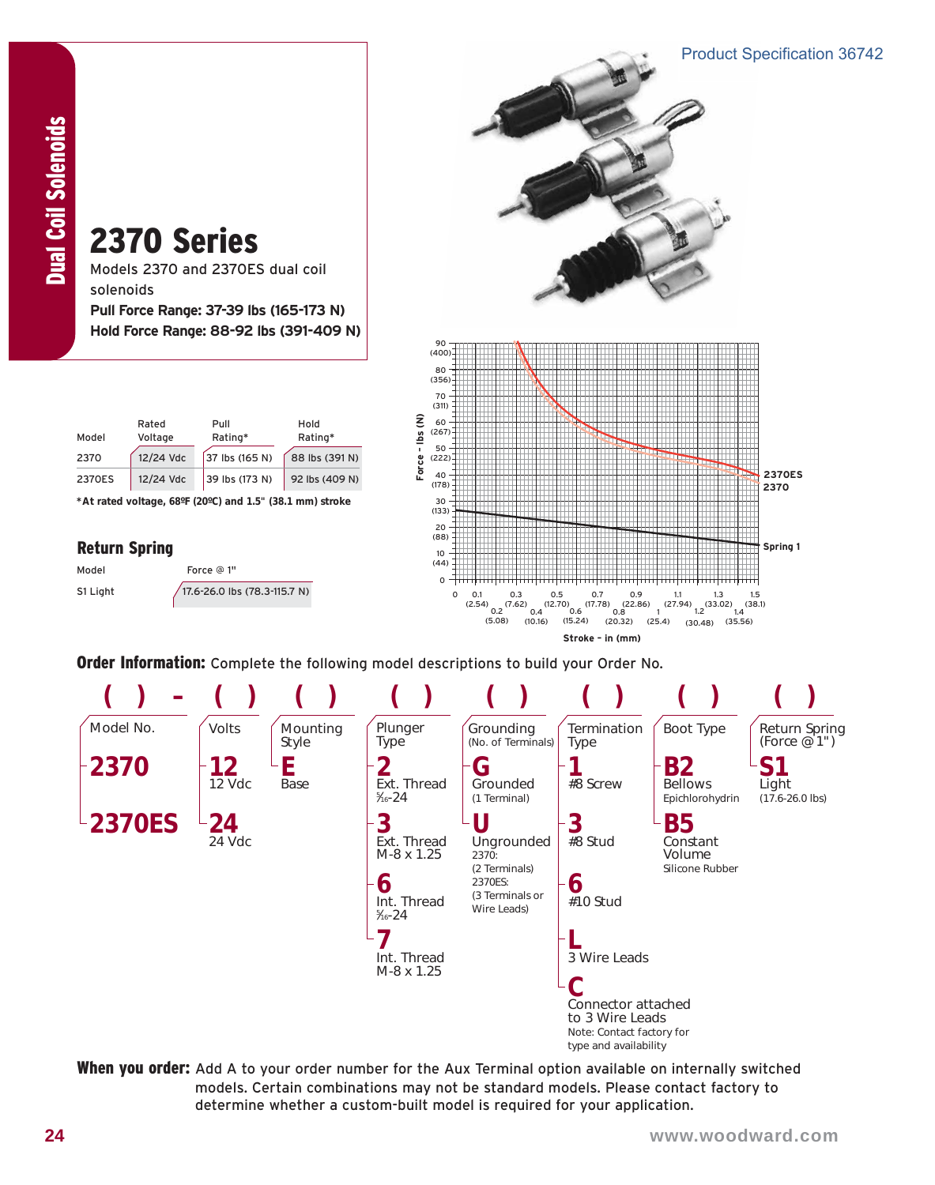Product Specification 36742

Dual Coil Solenoids

# 2370 Series

Models 2370 and 2370ES dual coil solenoids

**Pull Force Range: 37-39 lbs (165-173 N)**

**Hold Force Range: 88-92 lbs (391-409 N)**

| Model | Rated Voltage | Pull Rating* | Hold Rating* |
|---|---|---|---|
| 2370 | 12/24 Vdc | 37 lbs (165 N) | 88 lbs (391 N) |
| 2370ES | 12/24 Vdc | 39 lbs (173 N) | 92 lbs (409 N) |

**\*At rated voltage, 68ºF (20ºC) and 1.5" (38.1 mm) stroke**

## Return Spring

| Model | Force @ 1" |
|---|---|
| S1 Light | 17.6-26.0 lbs (78.3-115.7 N) |

Force - lbs (N)

90 (400)
80 (356)
70 (311)
60 (267)
50 (222)
40 (178)
30 (133)
20 (88)
10 (44)
0

2370ES
2370
Spring 1

0
0.1 (2.54)
0.2 (5.08)
0.3 (7.62)
0.4 (10.16)
0.5 (12.70)
0.6 (15.24)
0.7 (17.78)
0.8 (20.32)
0.9 (22.86)
1 (25.4)
1.1 (27.94)
1.2 (30.48)
1.3 (33.02)
1.4 (35.56)
1.5 (38.1)

Stroke - in (mm)

**Order Information:** Complete the following model descriptions to build your Order No.

( ) - ( ) ( ) ( ) ( ) ( ) ( ) ( )

**Model No.**
- **2370**
- **2370ES**

**Volts**
- **12** 12 Vdc
- **24** 24 Vdc

**Mounting Style**
- **E** Base

**Plunger Type**
- **2** Ext. Thread 5⁄16-24
- **3** Ext. Thread M-8 x 1.25
- **6** Int. Thread 5⁄16-24
- **7** Int. Thread M-8 x 1.25

**Grounding (No. of Terminals)**
- **G** Grounded (1 Terminal)
- **U** Ungrounded 2370: (2 Terminals) 2370ES: (3 Terminals or Wire Leads)

**Termination Type**
- **1** #8 Screw
- **3** #8 Stud
- **6** #10 Stud
- **L** 3 Wire Leads
- **C** Connector attached to 3 Wire Leads. Note: Contact factory for type and availability

**Boot Type**
- **B2** Bellows Epichlorohydrin
- **B5** Constant Volume Silicone Rubber

**Return Spring (Force @ 1")**
- **S1** Light (17.6-26.0 lbs)

**When you order:** Add A to your order number for the Aux Terminal option available on internally switched models. Certain combinations may not be standard models. Please contact factory to determine whether a custom-built model is required for your application.

www.woodward.com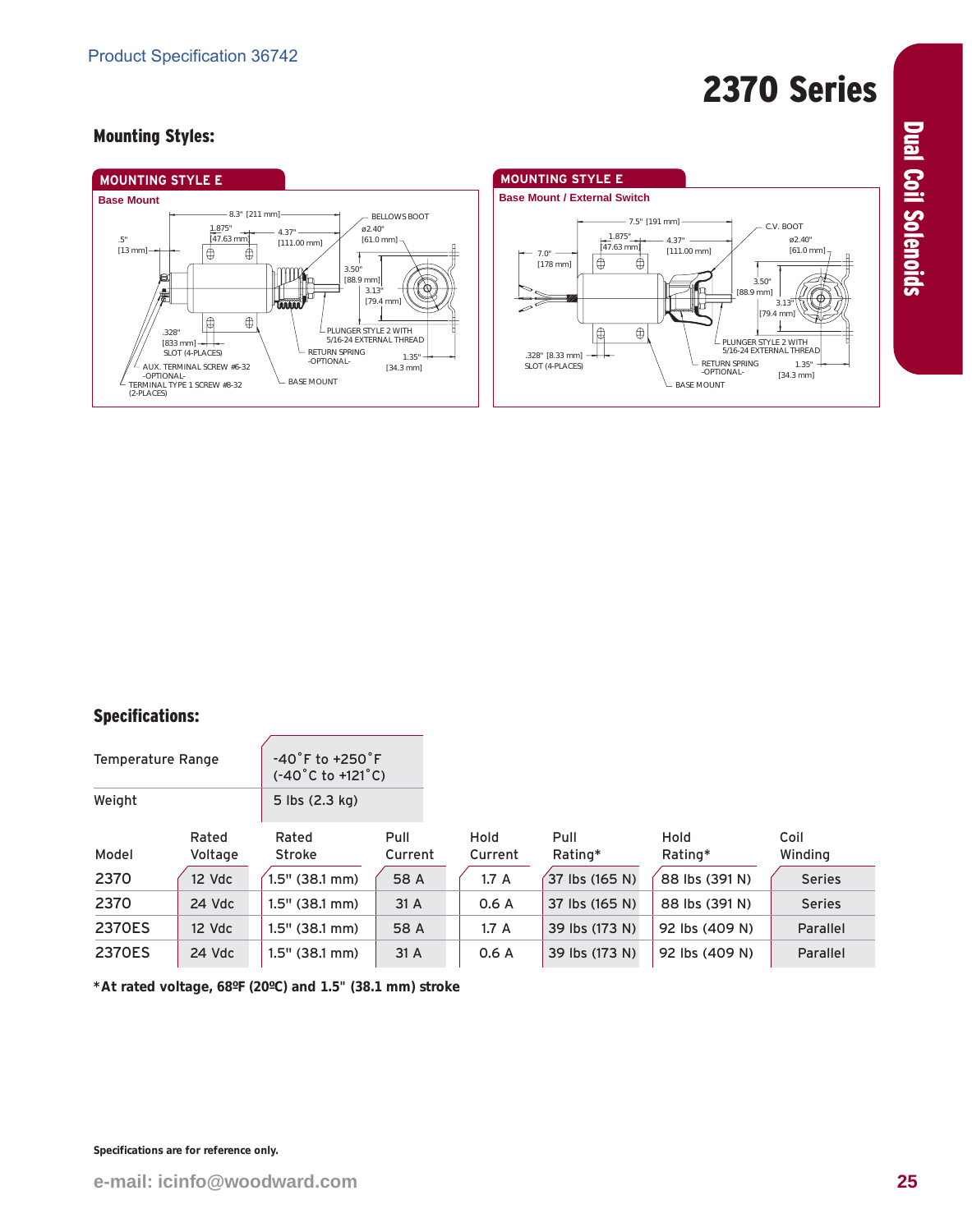Product Specification 36742

# 2370 Series

Dual Coil Solenoids

## Mounting Styles:

**MOUNTING STYLE E**

Base Mount

8.3" [211 mm]
1.875" [47.63 mm]
4.37" [111.00 mm]
.5" [13 mm]
BELLOWS BOOT
ø2.40" [61.0 mm]
3.50" [88.9 mm]
3.13" [79.4 mm]
.328" [833 mm] SLOT (4-PLACES)
AUX. TERMINAL SCREW #6-32 -OPTIONAL-
TERMINAL TYPE 1 SCREW #8-32 (2-PLACES)
PLUNGER STYLE 2 WITH 5/16-24 EXTERNAL THREAD
RETURN SPRING -OPTIONAL-
BASE MOUNT
1.35" [34.3 mm]

**MOUNTING STYLE E**

Base Mount / External Switch

7.5" [191 mm]
1.875" [47.63 mm]
4.37" [111.00 mm]
7.0" [178 mm]
C.V. BOOT
ø2.40" [61.0 mm]
3.50" [88.9 mm]
3.13" [79.4 mm]
.328" [8.33 mm] SLOT (4-PLACES)
PLUNGER STYLE 2 WITH 5/16-24 EXTERNAL THREAD
RETURN SPRING -OPTIONAL-
BASE MOUNT
1.35" [34.3 mm]

## Specifications:

| | |
|---|---|
| Temperature Range | -40˚F to +250˚F (-40˚C to +121˚C) |
| Weight | 5 lbs (2.3 kg) |

| Model | Rated Voltage | Rated Stroke | Pull Current | Hold Current | Pull Rating* | Hold Rating* | Coil Winding |
|---|---|---|---|---|---|---|---|
| 2370 | 12 Vdc | 1.5" (38.1 mm) | 58 A | 1.7 A | 37 lbs (165 N) | 88 lbs (391 N) | Series |
| 2370 | 24 Vdc | 1.5" (38.1 mm) | 31 A | 0.6 A | 37 lbs (165 N) | 88 lbs (391 N) | Series |
| 2370ES | 12 Vdc | 1.5" (38.1 mm) | 58 A | 1.7 A | 39 lbs (173 N) | 92 lbs (409 N) | Parallel |
| 2370ES | 24 Vdc | 1.5" (38.1 mm) | 31 A | 0.6 A | 39 lbs (173 N) | 92 lbs (409 N) | Parallel |

**\*At rated voltage, 68ºF (20ºC) and 1.5" (38.1 mm) stroke**

**Specifications are for reference only.**

e-mail: icinfo@woodward.com